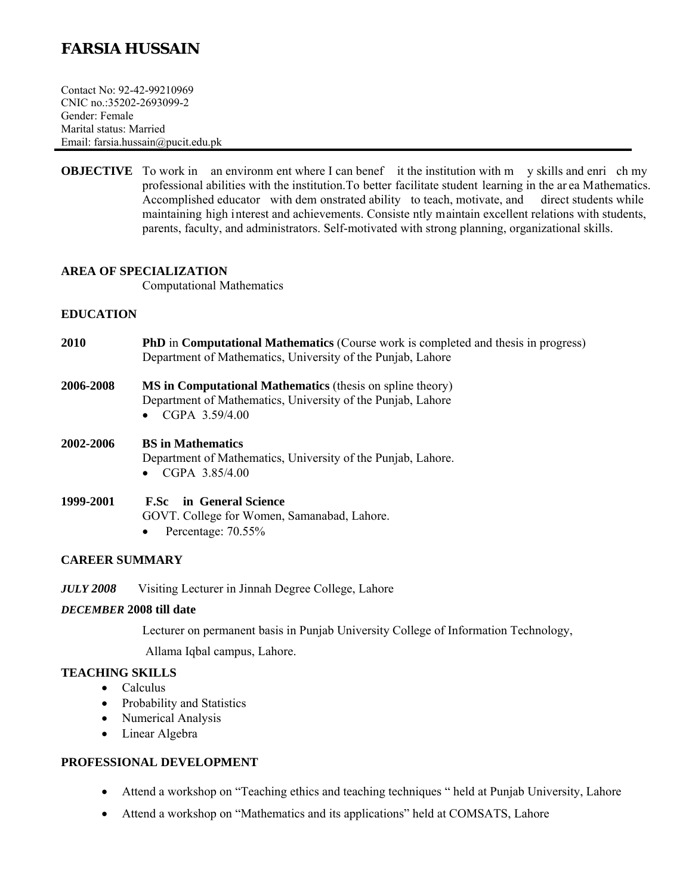# FARSIA HUSSAIN

Contact No: 92-42-99210969
CNIC no.:35202-2693099-2
Gender: Female
Marital status: Married
Email: farsia.hussain@pucit.edu.pk

---

**OBJECTIVE** To work in an environment where I can benefit the institution with my skills and enrich my professional abilities with the institution.To better facilitate student learning in the area Mathematics. Accomplished educator with demonstrated ability to teach, motivate, and direct students while maintaining high interest and achievements. Consistently maintain excellent relations with students, parents, faculty, and administrators. Self-motivated with strong planning, organizational skills.

## AREA OF SPECIALIZATION

Computational Mathematics

## EDUCATION

**2010** **PhD** in **Computational Mathematics** (Course work is completed and thesis in progress)
Department of Mathematics, University of the Punjab, Lahore

**2006-2008** **MS in Computational Mathematics** (thesis on spline theory)
Department of Mathematics, University of the Punjab, Lahore

- CGPA 3.59/4.00

**2002-2006** **BS in Mathematics**
Department of Mathematics, University of the Punjab, Lahore.

- CGPA 3.85/4.00

**1999-2001** **F.Sc in General Science**
GOVT. College for Women, Samanabad, Lahore.

- Percentage: 70.55%

## CAREER SUMMARY

***JULY 2008*** Visiting Lecturer in Jinnah Degree College, Lahore

***DECEMBER* 2008 till date**

Lecturer on permanent basis in Punjab University College of Information Technology, Allama Iqbal campus, Lahore.

## TEACHING SKILLS

- Calculus
- Probability and Statistics
- Numerical Analysis
- Linear Algebra

## PROFESSIONAL DEVELOPMENT

- Attend a workshop on "Teaching ethics and teaching techniques " held at Punjab University, Lahore
- Attend a workshop on "Mathematics and its applications" held at COMSATS, Lahore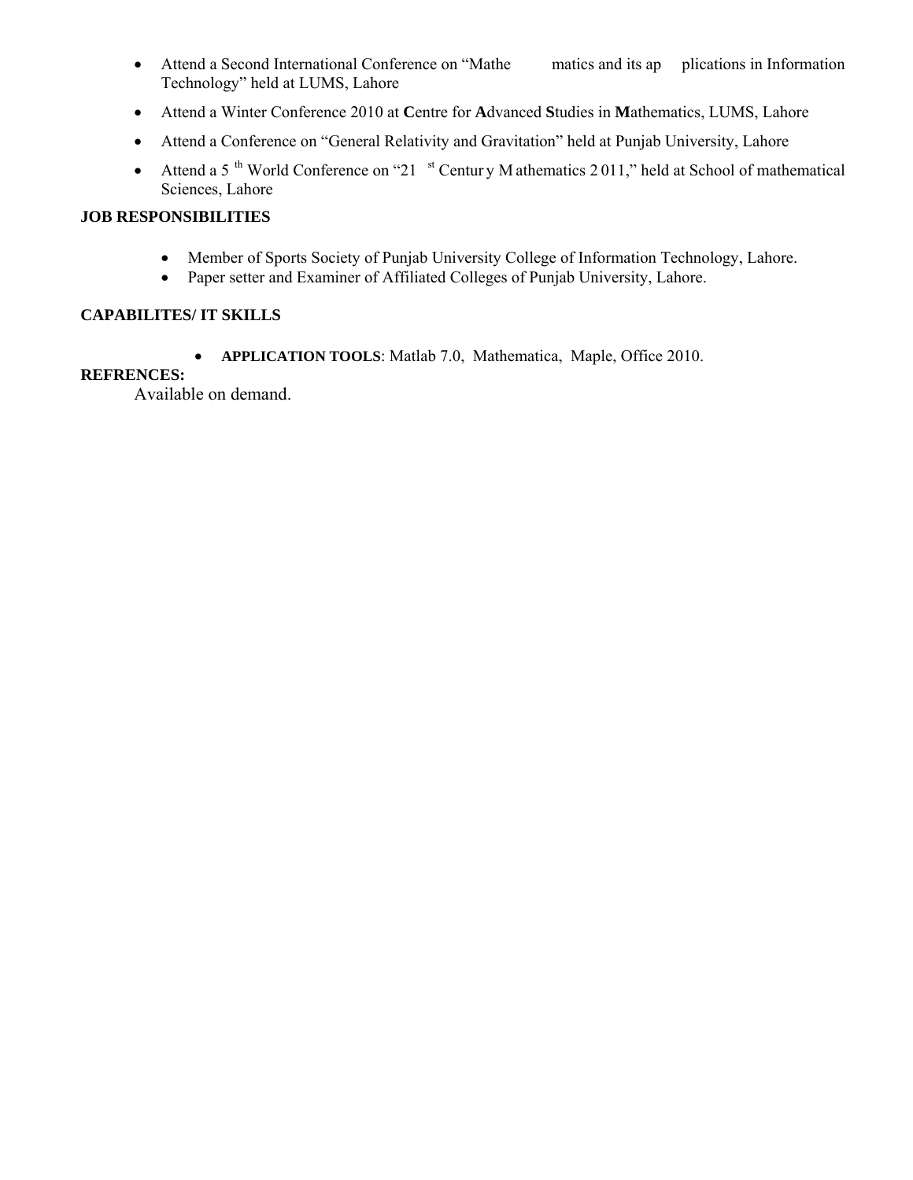- Attend a Second International Conference on "Mathematics and its applications in Information Technology" held at LUMS, Lahore
- Attend a Winter Conference 2010 at **C**entre for **A**dvanced **S**tudies in **M**athematics, LUMS, Lahore
- Attend a Conference on "General Relativity and Gravitation" held at Punjab University, Lahore
- Attend a 5th World Conference on "21st Century Mathematics 2011," held at School of mathematical Sciences, Lahore

**JOB RESPONSIBILITIES**

- Member of Sports Society of Punjab University College of Information Technology, Lahore.
- Paper setter and Examiner of Affiliated Colleges of Punjab University, Lahore.

**CAPABILITES/ IT SKILLS**

- **APPLICATION TOOLS**: Matlab 7.0, Mathematica, Maple, Office 2010.

**REFRENCES:**

Available on demand.